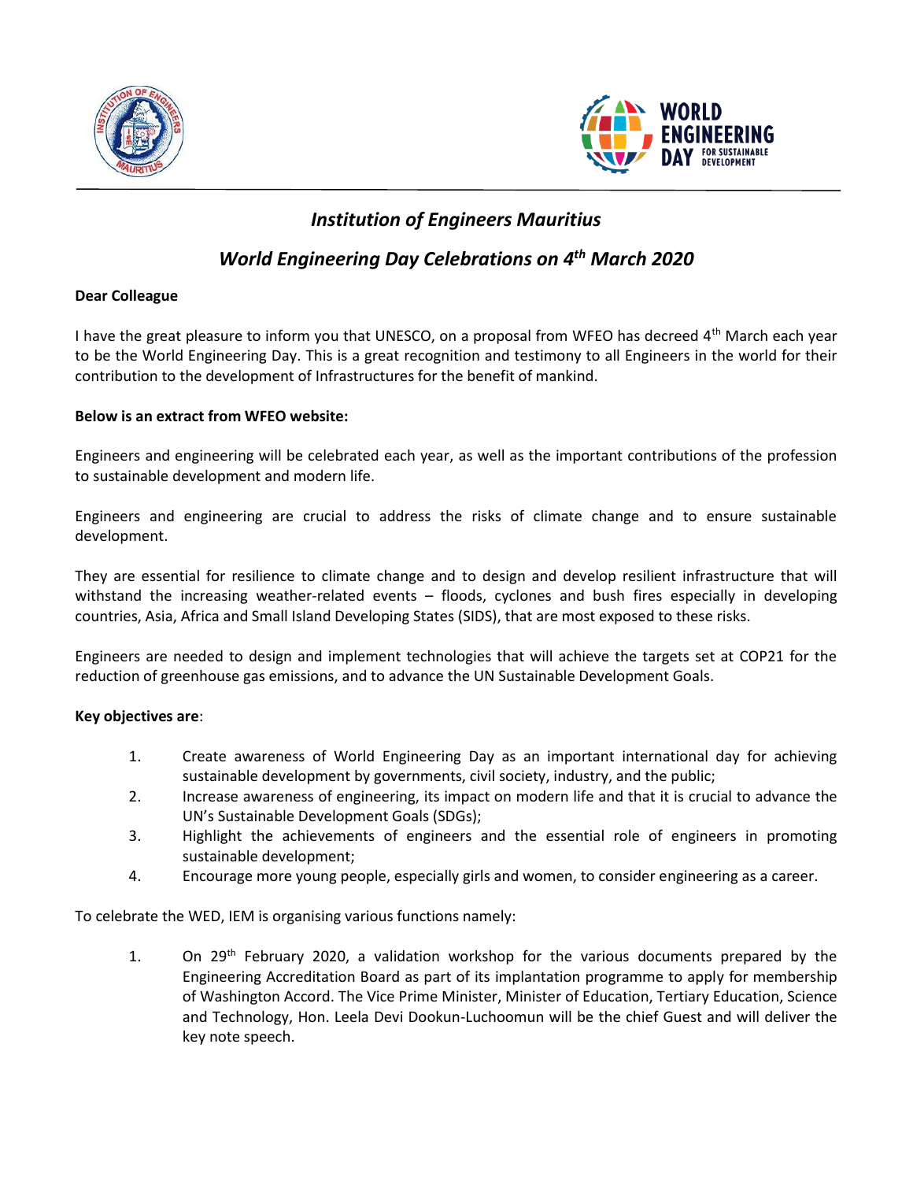# *Institution of Engineers Mauritius*

## *World Engineering Day Celebrations on 4th March 2020*

**Dear Colleague**

I have the great pleasure to inform you that UNESCO, on a proposal from WFEO has decreed 4th March each year to be the World Engineering Day. This is a great recognition and testimony to all Engineers in the world for their contribution to the development of Infrastructures for the benefit of mankind.

**Below is an extract from WFEO website:**

Engineers and engineering will be celebrated each year, as well as the important contributions of the profession to sustainable development and modern life.

Engineers and engineering are crucial to address the risks of climate change and to ensure sustainable development.

They are essential for resilience to climate change and to design and develop resilient infrastructure that will withstand the increasing weather-related events – floods, cyclones and bush fires especially in developing countries, Asia, Africa and Small Island Developing States (SIDS), that are most exposed to these risks.

Engineers are needed to design and implement technologies that will achieve the targets set at COP21 for the reduction of greenhouse gas emissions, and to advance the UN Sustainable Development Goals.

**Key objectives are**:

1. Create awareness of World Engineering Day as an important international day for achieving sustainable development by governments, civil society, industry, and the public;
2. Increase awareness of engineering, its impact on modern life and that it is crucial to advance the UN's Sustainable Development Goals (SDGs);
3. Highlight the achievements of engineers and the essential role of engineers in promoting sustainable development;
4. Encourage more young people, especially girls and women, to consider engineering as a career.

To celebrate the WED, IEM is organising various functions namely:

1. On 29th February 2020, a validation workshop for the various documents prepared by the Engineering Accreditation Board as part of its implantation programme to apply for membership of Washington Accord. The Vice Prime Minister, Minister of Education, Tertiary Education, Science and Technology, Hon. Leela Devi Dookun-Luchoomun will be the chief Guest and will deliver the key note speech.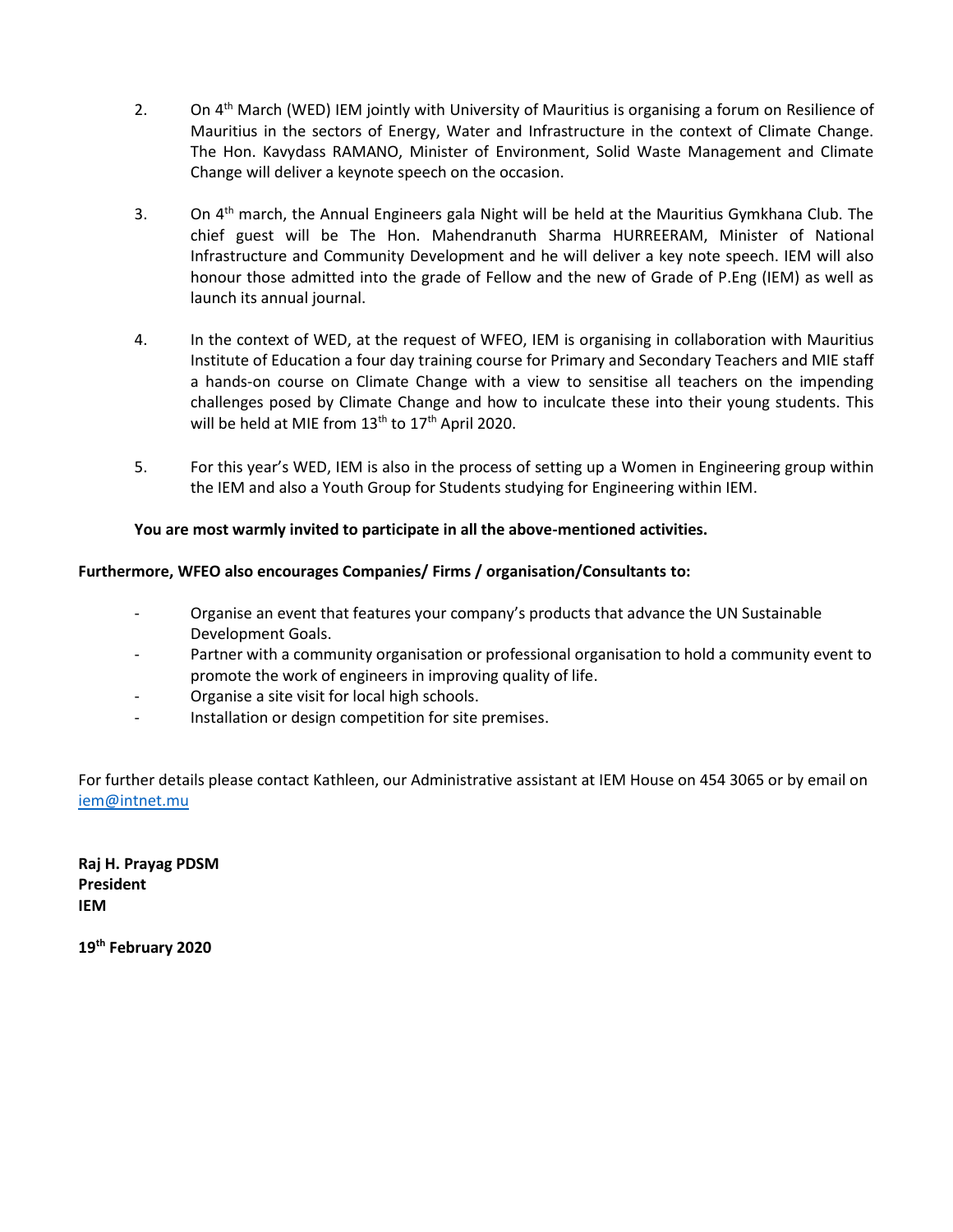2. On 4th March (WED) IEM jointly with University of Mauritius is organising a forum on Resilience of Mauritius in the sectors of Energy, Water and Infrastructure in the context of Climate Change. The Hon. Kavydass RAMANO, Minister of Environment, Solid Waste Management and Climate Change will deliver a keynote speech on the occasion.

3. On 4th march, the Annual Engineers gala Night will be held at the Mauritius Gymkhana Club. The chief guest will be The Hon. Mahendranuth Sharma HURREERAM, Minister of National Infrastructure and Community Development and he will deliver a key note speech. IEM will also honour those admitted into the grade of Fellow and the new of Grade of P.Eng (IEM) as well as launch its annual journal.

4. In the context of WED, at the request of WFEO, IEM is organising in collaboration with Mauritius Institute of Education a four day training course for Primary and Secondary Teachers and MIE staff a hands-on course on Climate Change with a view to sensitise all teachers on the impending challenges posed by Climate Change and how to inculcate these into their young students. This will be held at MIE from 13th to 17th April 2020.

5. For this year's WED, IEM is also in the process of setting up a Women in Engineering group within the IEM and also a Youth Group for Students studying for Engineering within IEM.

**You are most warmly invited to participate in all the above-mentioned activities.**

**Furthermore, WFEO also encourages Companies/ Firms / organisation/Consultants to:**

- Organise an event that features your company's products that advance the UN Sustainable Development Goals.
- Partner with a community organisation or professional organisation to hold a community event to promote the work of engineers in improving quality of life.
- Organise a site visit for local high schools.
- Installation or design competition for site premises.

For further details please contact Kathleen, our Administrative assistant at IEM House on 454 3065 or by email on [iem@intnet.mu](mailto:iem@intnet.mu)

**Raj H. Prayag PDSM**
**President**
**IEM**

**19th February 2020**